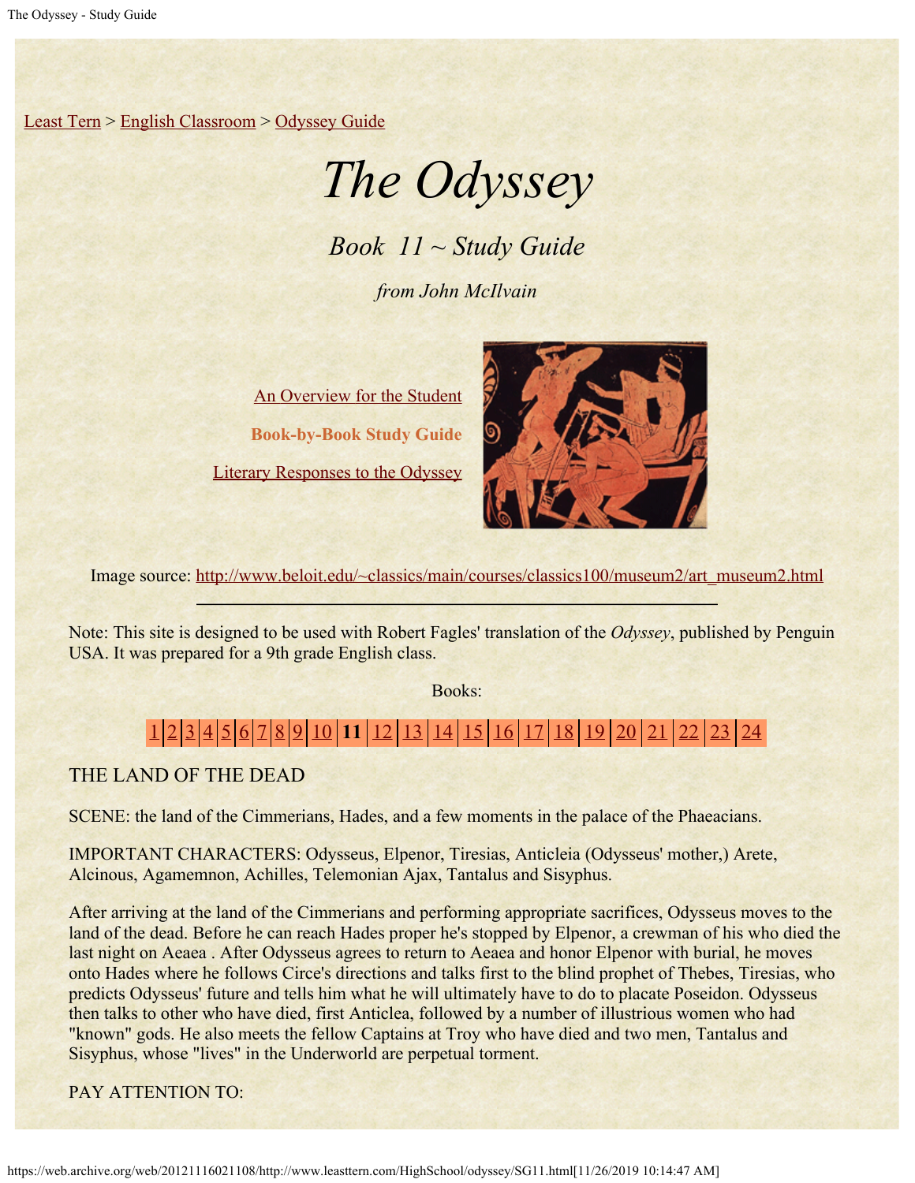Least Tern > English Classroom > Odyssey Guide

# *The Odyssey*

## *Book 11 ~ Study Guide*

*from John McIlvain*

An Overview for the Student

**Book-by-Book Study Guide**

Literary Responses to the Odyssey

Image source: http://www.beloit.edu/~classics/main/courses/classics100/museum2/art_museum2.html

---

Note: This site is designed to be used with Robert Fagles' translation of the *Odyssey*, published by Penguin USA. It was prepared for a 9th grade English class.

Books:

1 | 2 | 3 | 4 | 5 | 6 | 7 | 8 | 9 | 10 | **11** | 12 | 13 | 14 | 15 | 16 | 17 | 18 | 19 | 20 | 21 | 22 | 23 | 24

THE LAND OF THE DEAD

SCENE: the land of the Cimmerians, Hades, and a few moments in the palace of the Phaeacians.

IMPORTANT CHARACTERS: Odysseus, Elpenor, Tiresias, Anticleia (Odysseus' mother,) Arete, Alcinous, Agamemnon, Achilles, Telemonian Ajax, Tantalus and Sisyphus.

After arriving at the land of the Cimmerians and performing appropriate sacrifices, Odysseus moves to the land of the dead. Before he can reach Hades proper he's stopped by Elpenor, a crewman of his who died the last night on Aeaea . After Odysseus agrees to return to Aeaea and honor Elpenor with burial, he moves onto Hades where he follows Circe's directions and talks first to the blind prophet of Thebes, Tiresias, who predicts Odysseus' future and tells him what he will ultimately have to do to placate Poseidon. Odysseus then talks to other who have died, first Anticlea, followed by a number of illustrious women who had "known" gods. He also meets the fellow Captains at Troy who have died and two men, Tantalus and Sisyphus, whose "lives" in the Underworld are perpetual torment.

PAY ATTENTION TO: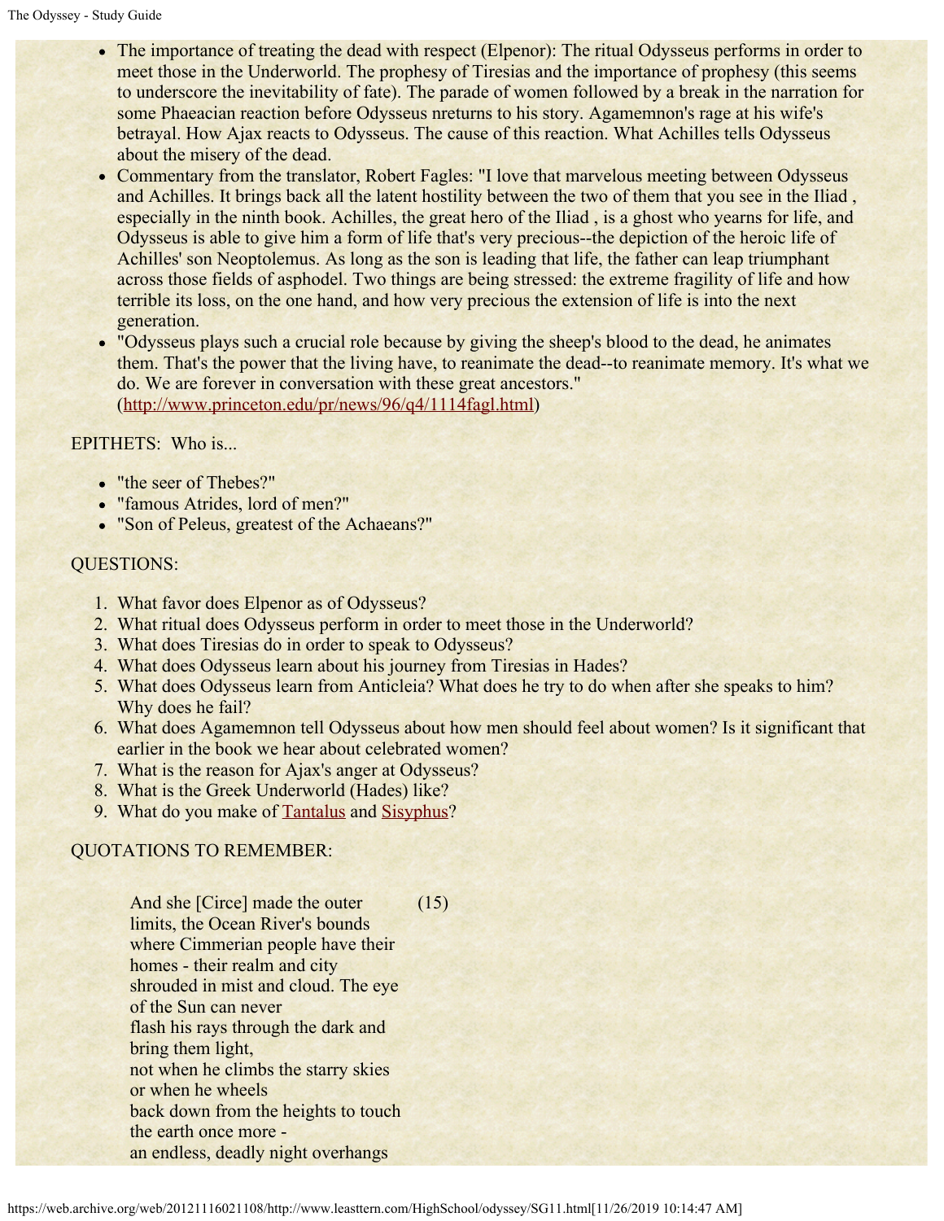- The importance of treating the dead with respect (Elpenor): The ritual Odysseus performs in order to meet those in the Underworld. The prophesy of Tiresias and the importance of prophesy (this seems to underscore the inevitability of fate). The parade of women followed by a break in the narration for some Phaeacian reaction before Odysseus nreturns to his story. Agamemnon's rage at his wife's betrayal. How Ajax reacts to Odysseus. The cause of this reaction. What Achilles tells Odysseus about the misery of the dead.
- Commentary from the translator, Robert Fagles: "I love that marvelous meeting between Odysseus and Achilles. It brings back all the latent hostility between the two of them that you see in the Iliad , especially in the ninth book. Achilles, the great hero of the Iliad , is a ghost who yearns for life, and Odysseus is able to give him a form of life that's very precious--the depiction of the heroic life of Achilles' son Neoptolemus. As long as the son is leading that life, the father can leap triumphant across those fields of asphodel. Two things are being stressed: the extreme fragility of life and how terrible its loss, on the one hand, and how very precious the extension of life is into the next generation.
- "Odysseus plays such a crucial role because by giving the sheep's blood to the dead, he animates them. That's the power that the living have, to reanimate the dead--to reanimate memory. It's what we do. We are forever in conversation with these great ancestors." (http://www.princeton.edu/pr/news/96/q4/1114fagl.html)

EPITHETS: Who is...

- "the seer of Thebes?"
- "famous Atrides, lord of men?"
- "Son of Peleus, greatest of the Achaeans?"

QUESTIONS:

1. What favor does Elpenor as of Odysseus?
2. What ritual does Odysseus perform in order to meet those in the Underworld?
3. What does Tiresias do in order to speak to Odysseus?
4. What does Odysseus learn about his journey from Tiresias in Hades?
5. What does Odysseus learn from Anticleia? What does he try to do when after she speaks to him? Why does he fail?
6. What does Agamemnon tell Odysseus about how men should feel about women? Is it significant that earlier in the book we hear about celebrated women?
7. What is the reason for Ajax's anger at Odysseus?
8. What is the Greek Underworld (Hades) like?
9. What do you make of Tantalus and Sisyphus?

QUOTATIONS TO REMEMBER:

And she [Circe] made the outer limits, the Ocean River's bounds where Cimmerian people have their homes - their realm and city shrouded in mist and cloud. The eye of the Sun can never
flash his rays through the dark and bring them light,
not when he climbs the starry skies or when he wheels
back down from the heights to touch the earth once more -
an endless, deadly night overhangs (15)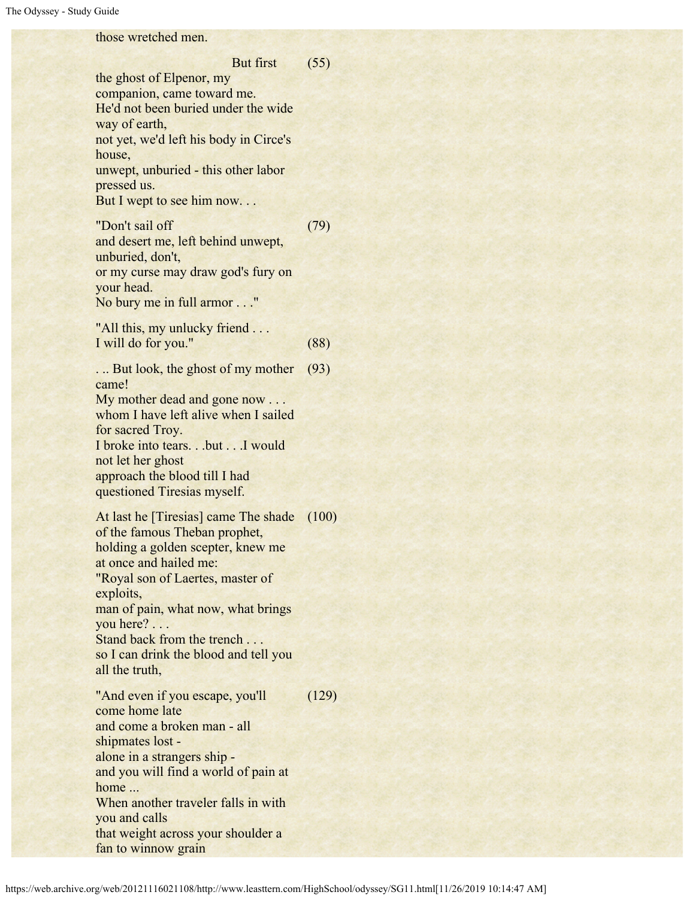those wretched men.

But first (55)
the ghost of Elpenor, my companion, came toward me.
He'd not been buried under the wide way of earth,
not yet, we'd left his body in Circe's house,
unwept, unburied - this other labor pressed us.
But I wept to see him now. . .

"Don't sail off (79)
and desert me, left behind unwept, unburied, don't,
or my curse may draw god's fury on your head.
No bury me in full armor . . ."

"All this, my unlucky friend . . .
I will do for you." (88)

. .. But look, the ghost of my mother came! (93)
My mother dead and gone now . . .
whom I have left alive when I sailed for sacred Troy.
I broke into tears. . .but . . .I would not let her ghost
approach the blood till I had questioned Tiresias myself.

At last he [Tiresias] came The shade of the famous Theban prophet, (100)
holding a golden scepter, knew me at once and hailed me:
"Royal son of Laertes, master of exploits,
man of pain, what now, what brings you here? . . .
Stand back from the trench . . .
so I can drink the blood and tell you all the truth,

"And even if you escape, you'll come home late (129)
and come a broken man - all shipmates lost -
alone in a strangers ship -
and you will find a world of pain at home ...
When another traveler falls in with you and calls
that weight across your shoulder a fan to winnow grain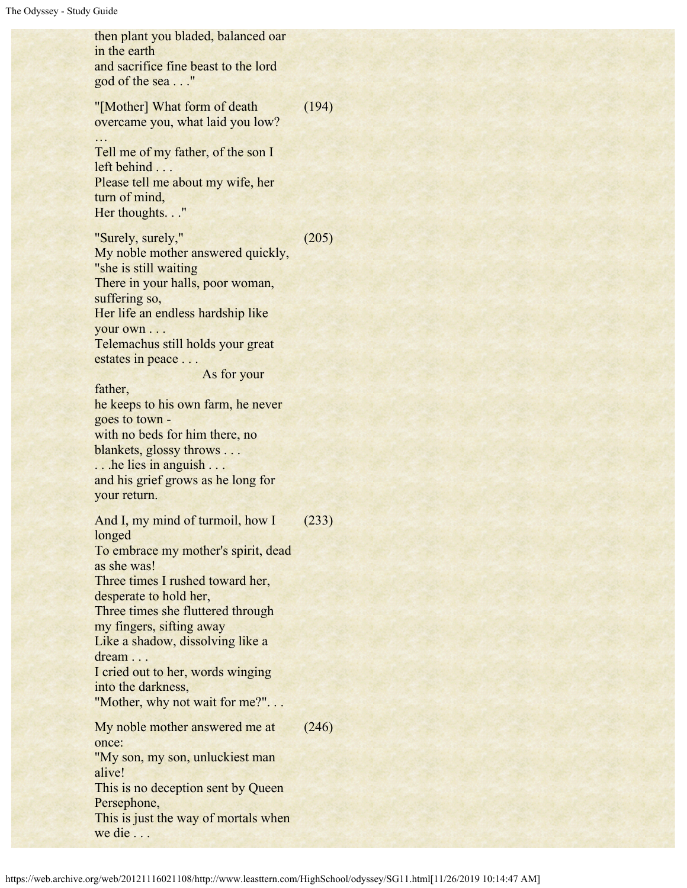then plant you bladed, balanced oar in the earth
and sacrifice fine beast to the lord god of the sea . . ."

"[Mother] What form of death overcame you, what laid you low? (194)
…
Tell me of my father, of the son I left behind . . .
Please tell me about my wife, her turn of mind,
Her thoughts. . ."

"Surely, surely," (205)
My noble mother answered quickly, "she is still waiting
There in your halls, poor woman, suffering so,
Her life an endless hardship like your own . . .
Telemachus still holds your great estates in peace . . .
As for your father,
he keeps to his own farm, he never goes to town -
with no beds for him there, no blankets, glossy throws . . .
. . .he lies in anguish . . .
and his grief grows as he long for your return.

And I, my mind of turmoil, how I longed (233)
To embrace my mother's spirit, dead as she was!
Three times I rushed toward her, desperate to hold her,
Three times she fluttered through my fingers, sifting away
Like a shadow, dissolving like a dream . . .
I cried out to her, words winging into the darkness,
"Mother, why not wait for me?". . .

My noble mother answered me at once: (246)
"My son, my son, unluckiest man alive!
This is no deception sent by Queen Persephone,
This is just the way of mortals when we die . . .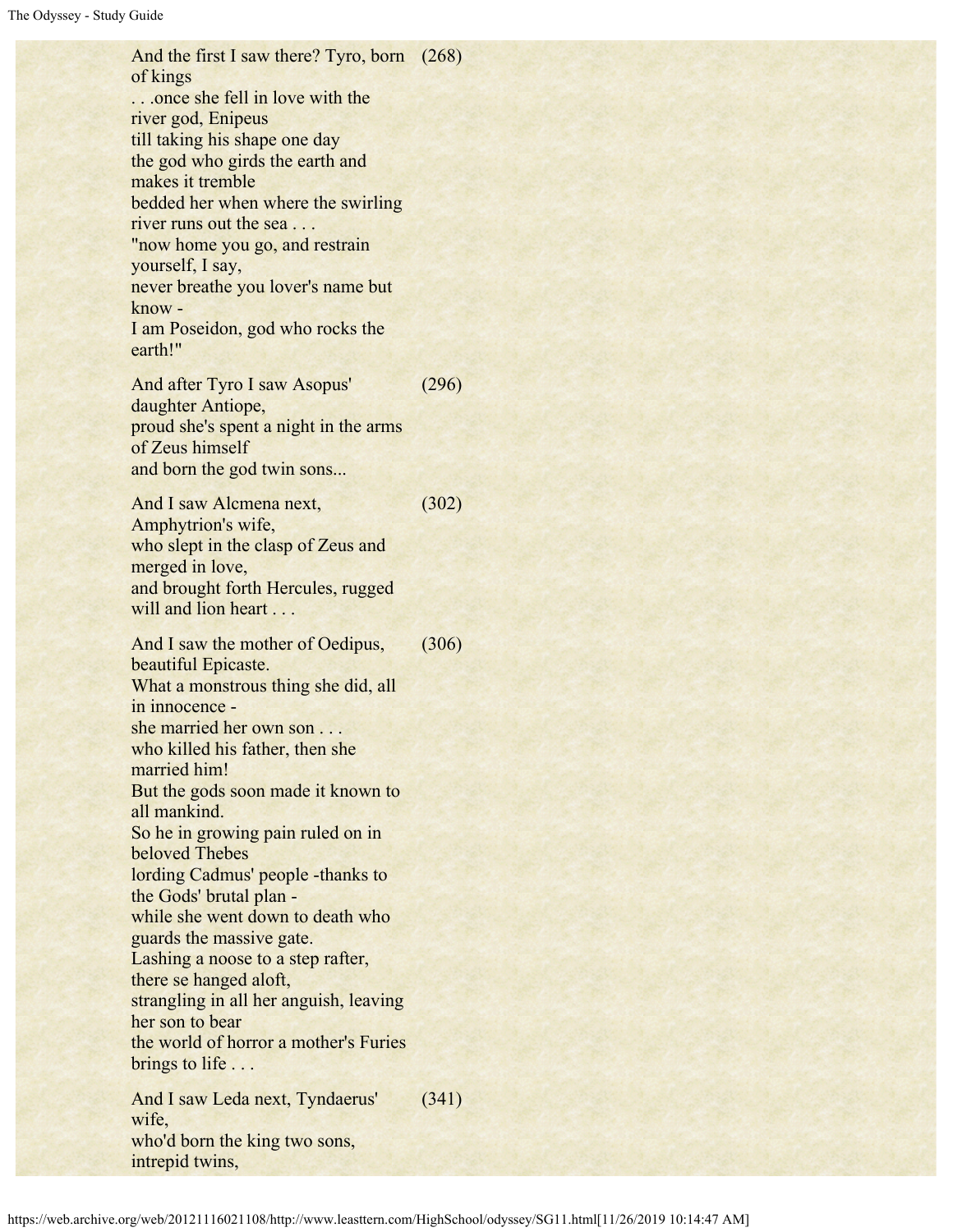And the first I saw there? Tyro, born of kings
. . .once she fell in love with the river god, Enipeus
till taking his shape one day
the god who girds the earth and makes it tremble
bedded her when where the swirling river runs out the sea . . .
"now home you go, and restrain yourself, I say,
never breathe you lover's name but know -
I am Poseidon, god who rocks the earth!" (268)

And after Tyro I saw Asopus' daughter Antiope,
proud she's spent a night in the arms of Zeus himself
and born the god twin sons... (296)

And I saw Alcmena next, Amphytrion's wife,
who slept in the clasp of Zeus and merged in love,
and brought forth Hercules, rugged will and lion heart . . . (302)

And I saw the mother of Oedipus, beautiful Epicaste.
What a monstrous thing she did, all in innocence -
she married her own son . . .
who killed his father, then she married him!
But the gods soon made it known to all mankind.
So he in growing pain ruled on in beloved Thebes
lording Cadmus' people -thanks to the Gods' brutal plan -
while she went down to death who guards the massive gate.
Lashing a noose to a step rafter, there se hanged aloft,
strangling in all her anguish, leaving her son to bear
the world of horror a mother's Furies brings to life . . . (306)

And I saw Leda next, Tyndaerus' wife,
who'd born the king two sons, intrepid twins, (341)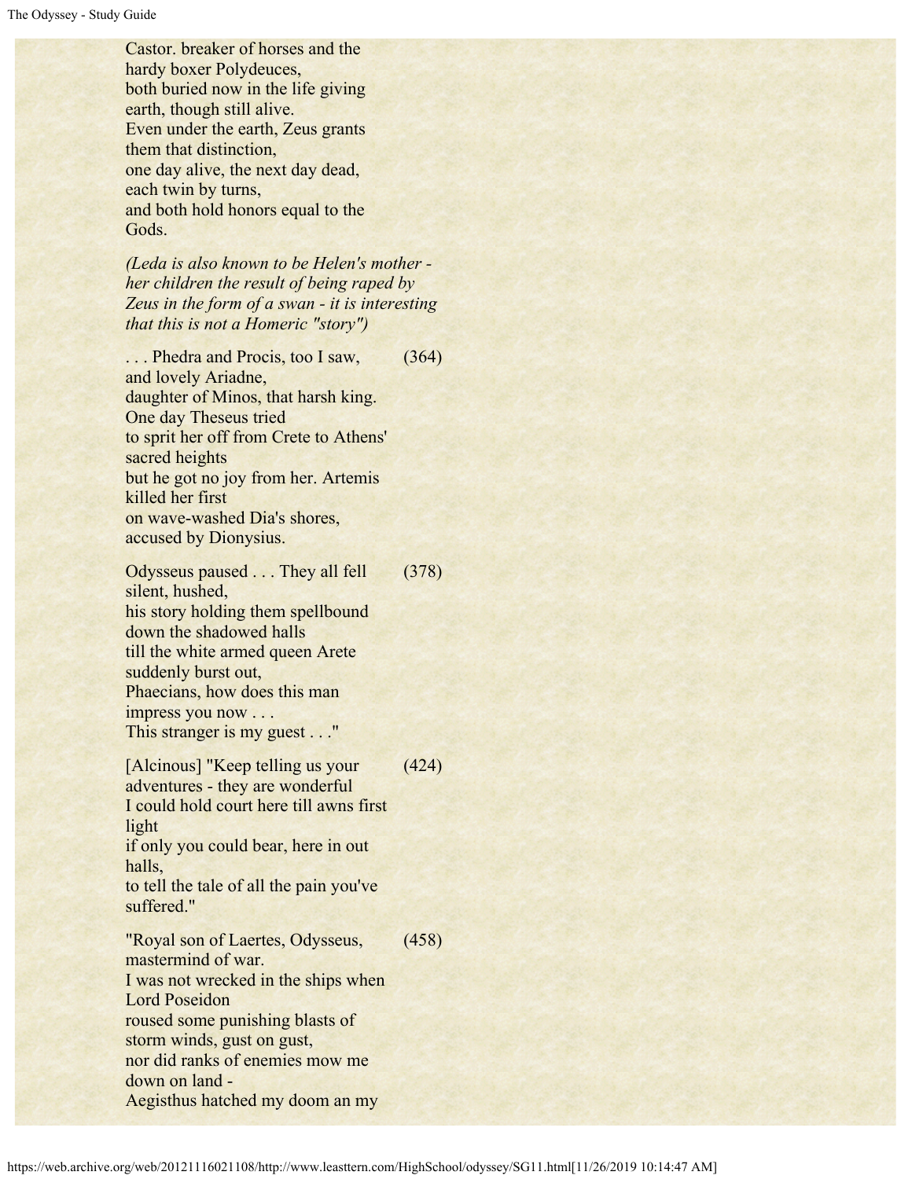Castor. breaker of horses and the hardy boxer Polydeuces,
both buried now in the life giving earth, though still alive.
Even under the earth, Zeus grants them that distinction,
one day alive, the next day dead, each twin by turns,
and both hold honors equal to the Gods.

*(Leda is also known to be Helen's mother - her children the result of being raped by Zeus in the form of a swan - it is interesting that this is not a Homeric "story")*

. . . Phedra and Procis, too I saw, (364)
and lovely Ariadne,
daughter of Minos, that harsh king. One day Theseus tried
to sprit her off from Crete to Athens' sacred heights
but he got no joy from her. Artemis killed her first
on wave-washed Dia's shores,
accused by Dionysius.

Odysseus paused . . . They all fell silent, hushed, (378)
his story holding them spellbound down the shadowed halls
till the white armed queen Arete suddenly burst out,
Phaecians, how does this man impress you now . . .
This stranger is my guest . . ."

[Alcinous] "Keep telling us your adventures - they are wonderful (424)
I could hold court here till awns first light
if only you could bear, here in out halls,
to tell the tale of all the pain you've suffered."

"Royal son of Laertes, Odysseus, mastermind of war. (458)
I was not wrecked in the ships when Lord Poseidon
roused some punishing blasts of storm winds, gust on gust,
nor did ranks of enemies mow me down on land -
Aegisthus hatched my doom an my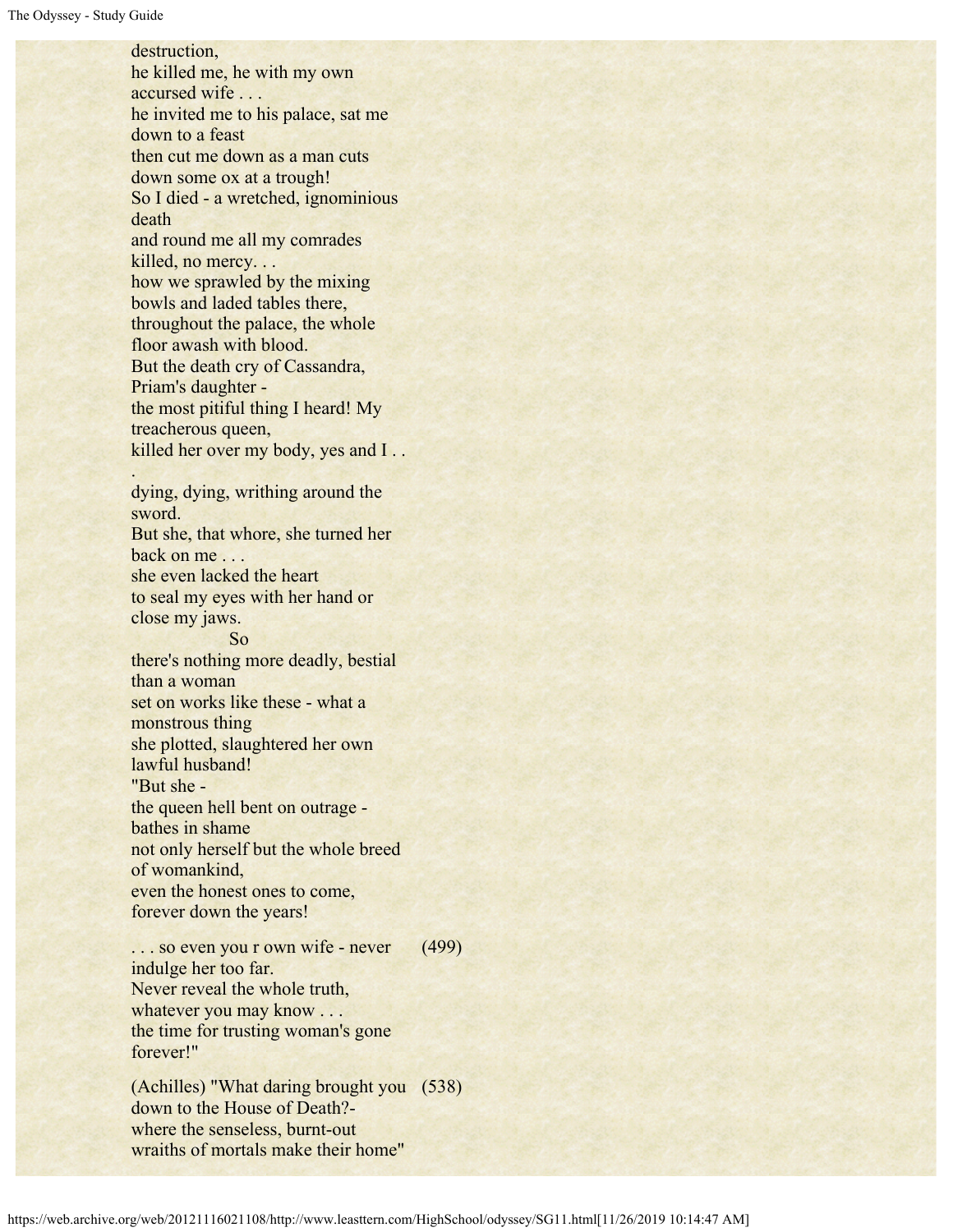destruction,
he killed me, he with my own accursed wife . . .
he invited me to his palace, sat me down to a feast
then cut me down as a man cuts down some ox at a trough!
So I died - a wretched, ignominious death
and round me all my comrades killed, no mercy. . .
how we sprawled by the mixing bowls and laded tables there,
throughout the palace, the whole floor awash with blood.
But the death cry of Cassandra, Priam's daughter -
the most pitiful thing I heard! My treacherous queen,
killed her over my body, yes and I . . .
dying, dying, writhing around the sword.
But she, that whore, she turned her back on me . . .
she even lacked the heart
to seal my eyes with her hand or close my jaws.
So
there's nothing more deadly, bestial than a woman
set on works like these - what a monstrous thing
she plotted, slaughtered her own lawful husband!
"But she -
the queen hell bent on outrage - bathes in shame
not only herself but the whole breed of womankind,
even the honest ones to come, forever down the years!

. . . so even you r own wife - never indulge her too far. (499)
Never reveal the whole truth, whatever you may know . . .
the time for trusting woman's gone forever!"

(Achilles) "What daring brought you down to the House of Death?- (538)
where the senseless, burnt-out wraiths of mortals make their home"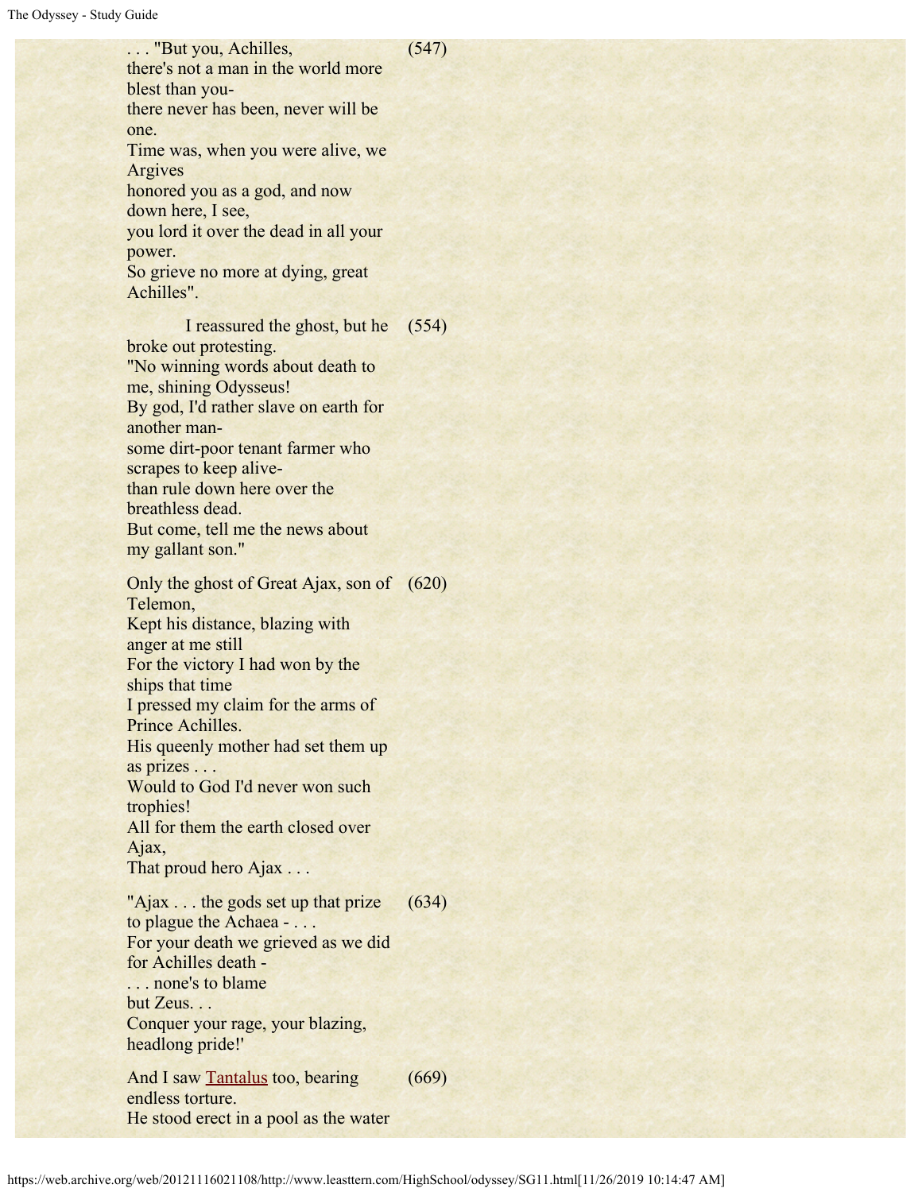. . . "But you, Achilles,
there's not a man in the world more blest than you-
there never has been, never will be one.
Time was, when you were alive, we Argives
honored you as a god, and now down here, I see,
you lord it over the dead in all your power.
So grieve no more at dying, great Achilles". (547)

I reassured the ghost, but he broke out protesting.
"No winning words about death to me, shining Odysseus!
By god, I'd rather slave on earth for another man-
some dirt-poor tenant farmer who scrapes to keep alive-
than rule down here over the breathless dead.
But come, tell me the news about my gallant son." (554)

Only the ghost of Great Ajax, son of Telemon,
Kept his distance, blazing with anger at me still
For the victory I had won by the ships that time
I pressed my claim for the arms of Prince Achilles.
His queenly mother had set them up as prizes . . .
Would to God I'd never won such trophies!
All for them the earth closed over Ajax,
That proud hero Ajax . . . (620)

"Ajax . . . the gods set up that prize to plague the Achaea - . . .
For your death we grieved as we did for Achilles death -
. . . none's to blame
but Zeus. . .
Conquer your rage, your blazing, headlong pride!' (634)

And I saw Tantalus too, bearing endless torture.
He stood erect in a pool as the water (669)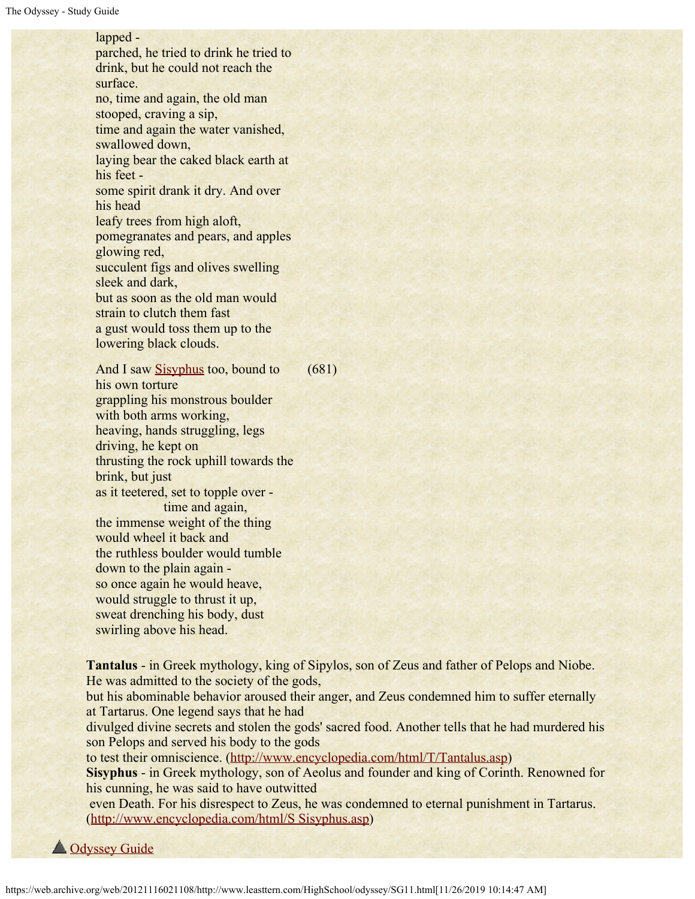lapped -
parched, he tried to drink he tried to drink, but he could not reach the surface.
no, time and again, the old man stooped, craving a sip,
time and again the water vanished, swallowed down,
laying bear the caked black earth at his feet -
some spirit drank it dry. And over his head
leafy trees from high aloft,
pomegranates and pears, and apples glowing red,
succulent figs and olives swelling sleek and dark,
but as soon as the old man would strain to clutch them fast
a gust would toss them up to the lowering black clouds.

And I saw Sisyphus too, bound to his own torture (681)
grappling his monstrous boulder with both arms working,
heaving, hands struggling, legs driving, he kept on
thrusting the rock uphill towards the brink, but just
as it teetered, set to topple over -
time and again,
the immense weight of the thing would wheel it back and
the ruthless boulder would tumble down to the plain again -
so once again he would heave, would struggle to thrust it up,
sweat drenching his body, dust swirling above his head.

**Tantalus** - in Greek mythology, king of Sipylos, son of Zeus and father of Pelops and Niobe. He was admitted to the society of the gods,
but his abominable behavior aroused their anger, and Zeus condemned him to suffer eternally at Tartarus. One legend says that he had
divulged divine secrets and stolen the gods' sacred food. Another tells that he had murdered his son Pelops and served his body to the gods
to test their omniscience. (http://www.encyclopedia.com/html/T/Tantalus.asp)
**Sisyphus** - in Greek mythology, son of Aeolus and founder and king of Corinth. Renowned for his cunning, he was said to have outwitted
even Death. For his disrespect to Zeus, he was condemned to eternal punishment in Tartarus. (http://www.encyclopedia.com/html/S Sisyphus.asp)

Odyssey Guide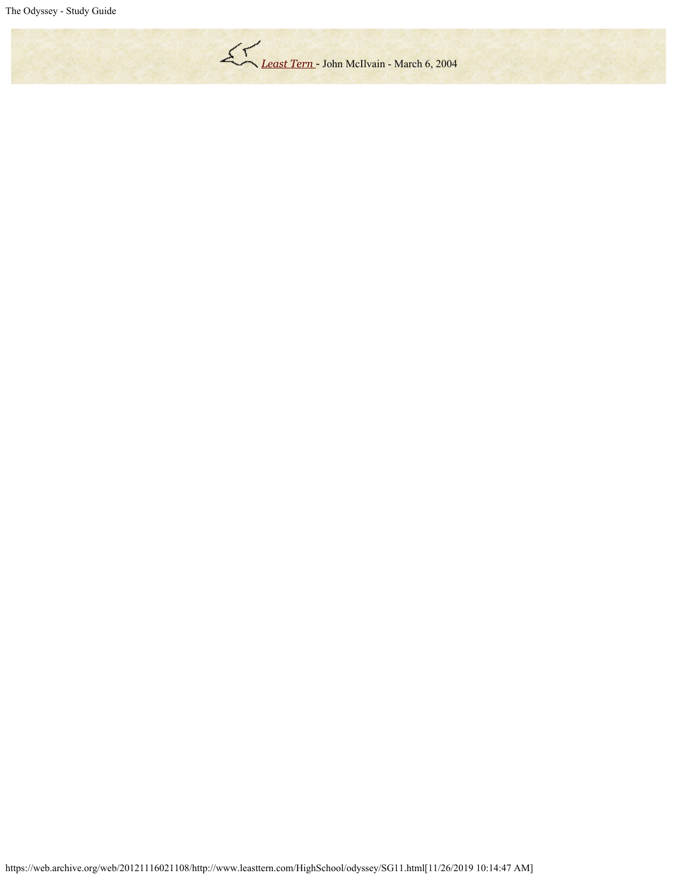*Least Tern* - John McIlvain - March 6, 2004